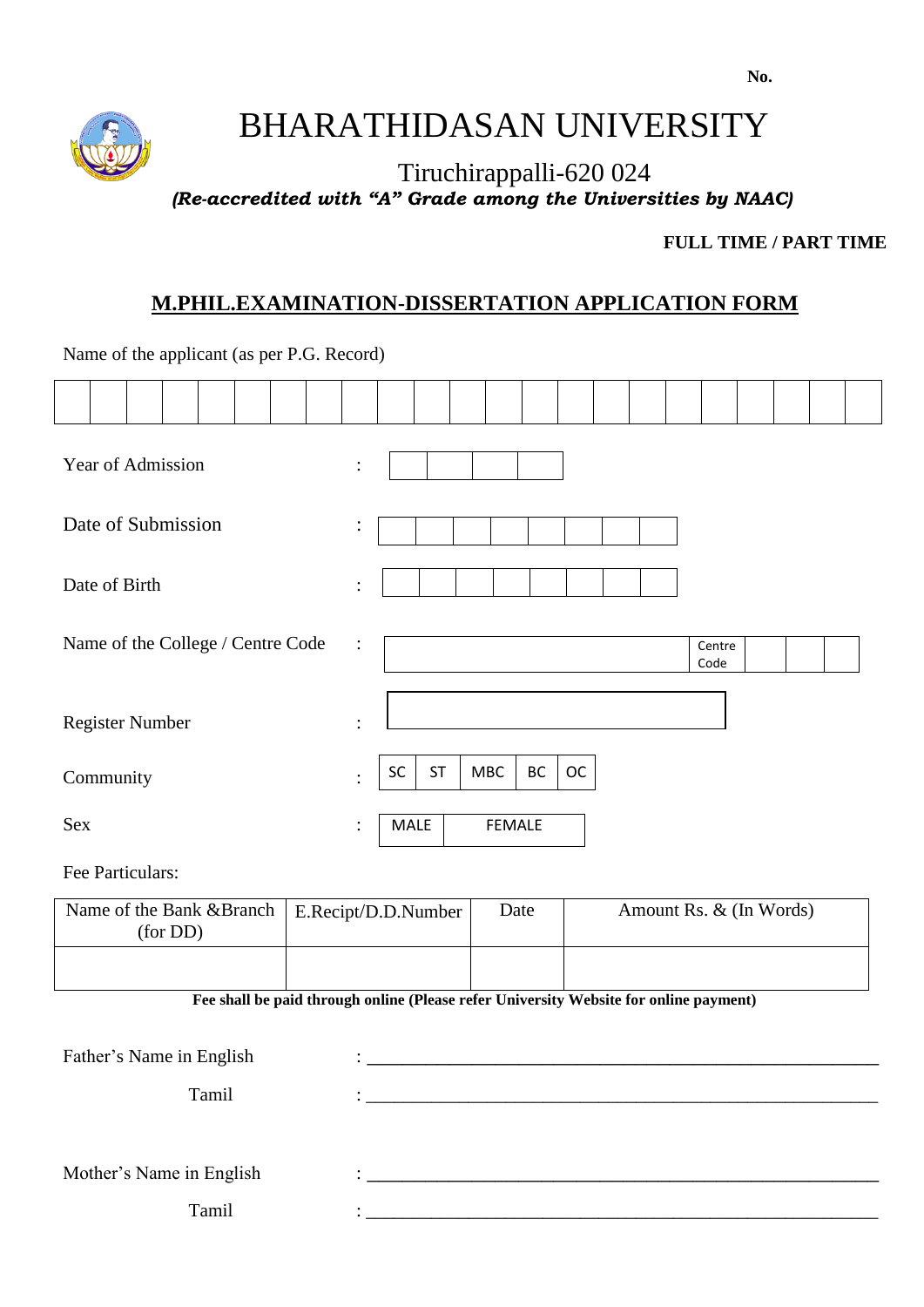No.

# BHARATHIDASAN UNIVERSITY

Tiruchirappalli-620 024

***(Re-accredited with "A" Grade among the Universities by NAAC)***

**FULL TIME / PART TIME**

## M.PHIL.EXAMINATION-DISSERTATION APPLICATION FORM

Name of the applicant (as per P.G. Record)

| | | | | | | | | | | | | | | | | | | | | | |
|---|---|---|---|---|---|---|---|---|---|---|---|---|---|---|---|---|---|---|---|---|---|

Year of Admission :

Date of Submission :

Date of Birth :

Name of the College / Centre Code : Centre Code

Register Number :

Community : SC | ST | MBC | BC | OC

Sex : MALE | FEMALE

Fee Particulars:

| Name of the Bank &Branch (for DD) | E.Recipt/D.D.Number | Date | Amount Rs. & (In Words) |
|---|---|---|---|
| | | | |

**Fee shall be paid through online (Please refer University Website for online payment)**

Father's Name in English : ____________________________________________

Tamil : ____________________________________________

Mother's Name in English : ____________________________________________

Tamil : ____________________________________________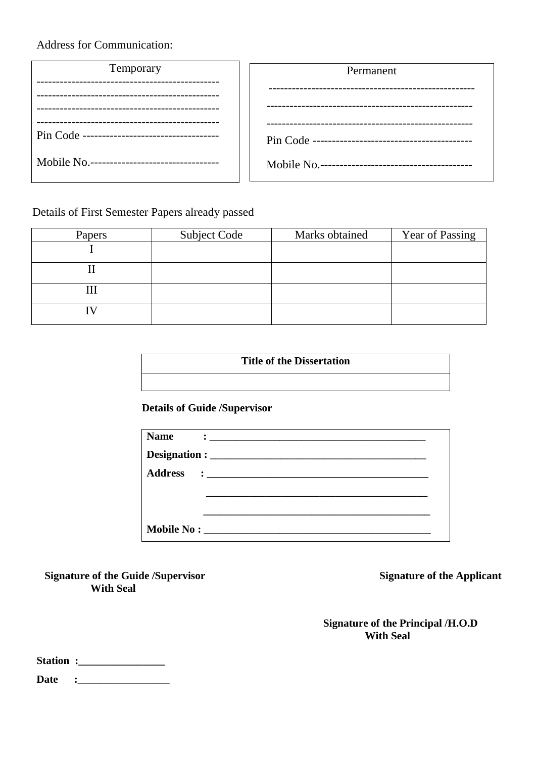Address for Communication:

| Temporary | Permanent |
|---|---|
| ---------------------------------------------- | ---------------------------------------------------- |
| ---------------------------------------------- | ---------------------------------------------------- |
| ---------------------------------------------- | ---------------------------------------------------- |
| ---------------------------------------------- | |
| Pin Code ----------------------------------- | Pin Code ----------------------------------------- |
| Mobile No.---------------------------------- | Mobile No.--------------------------------------- |

Details of First Semester Papers already passed

| Papers | Subject Code | Marks obtained | Year of Passing |
|---|---|---|---|
| I | | | |
| II | | | |
| III | | | |
| IV | | | |

| **Title of the Dissertation** |
|---|
| |

**Details of Guide /Supervisor**

**Name :** ___________________________________________

**Designation :** ___________________________________________

**Address :** ___________________________________________

___________________________________________

___________________________________________

**Mobile No :** ___________________________________________

**Signature of the Guide /Supervisor With Seal**

**Signature of the Applicant**

**Signature of the Principal /H.O.D With Seal**

**Station :**________________

**Date :**_________________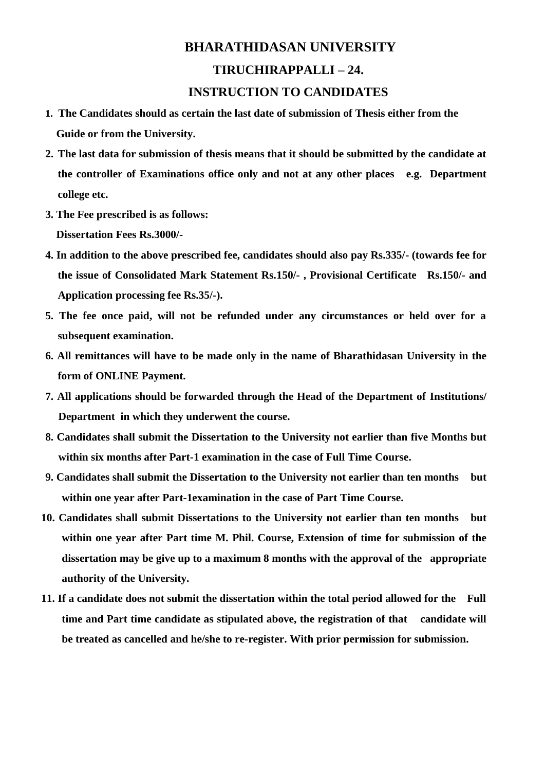# BHARATHIDASAN UNIVERSITY

## TIRUCHIRAPPALLI – 24.

## INSTRUCTION TO CANDIDATES

1. **The Candidates should as certain the last date of submission of Thesis either from the Guide or from the University.**
2. **The last data for submission of thesis means that it should be submitted by the candidate at the controller of Examinations office only and not at any other places e.g. Department college etc.**
3. **The Fee prescribed is as follows:**

   **Dissertation Fees Rs.3000/-**
4. **In addition to the above prescribed fee, candidates should also pay Rs.335/- (towards fee for the issue of Consolidated Mark Statement Rs.150/- , Provisional Certificate Rs.150/- and Application processing fee Rs.35/-).**
5. **The fee once paid, will not be refunded under any circumstances or held over for a subsequent examination.**
6. **All remittances will have to be made only in the name of Bharathidasan University in the form of ONLINE Payment.**
7. **All applications should be forwarded through the Head of the Department of Institutions/ Department in which they underwent the course.**
8. **Candidates shall submit the Dissertation to the University not earlier than five Months but within six months after Part-1 examination in the case of Full Time Course.**
9. **Candidates shall submit the Dissertation to the University not earlier than ten months but within one year after Part-1examination in the case of Part Time Course.**
10. **Candidates shall submit Dissertations to the University not earlier than ten months but within one year after Part time M. Phil. Course, Extension of time for submission of the dissertation may be give up to a maximum 8 months with the approval of the appropriate authority of the University.**
11. **If a candidate does not submit the dissertation within the total period allowed for the Full time and Part time candidate as stipulated above, the registration of that candidate will be treated as cancelled and he/she to re-register. With prior permission for submission.**